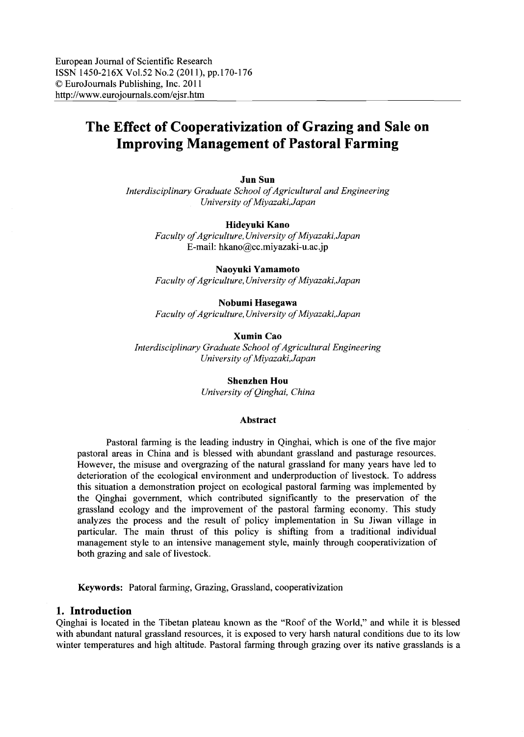# The Effect of Cooperativization of Grazing and Sale on Improving Management of Pastoral Farming

**Jun Sun**
*Interdisciplinary Graduate School of Agricultural and Engineering*
*University of Miyazaki, Japan*

**Hideyuki Kano**
*Faculty of Agriculture, University of Miyazaki, Japan*
E-mail: hkano@cc.miyazaki-u.ac.jp

**Naoyuki Yamamoto**
*Faculty of Agriculture, University of Miyazaki, Japan*

**Nobumi Hasegawa**
*Faculty of Agriculture, University of Miyazaki, Japan*

**Xumin Cao**
*Interdisciplinary Graduate School of Agricultural Engineering*
*University of Miyazaki, Japan*

**Shenzhen Hou**
*University of Qinghai, China*

### Abstract

Pastoral farming is the leading industry in Qinghai, which is one of the five major pastoral areas in China and is blessed with abundant grassland and pasturage resources. However, the misuse and overgrazing of the natural grassland for many years have led to deterioration of the ecological environment and underproduction of livestock. To address this situation a demonstration project on ecological pastoral farming was implemented by the Qinghai government, which contributed significantly to the preservation of the grassland ecology and the improvement of the pastoral farming economy. This study analyzes the process and the result of policy implementation in Su Jiwan village in particular. The main thrust of this policy is shifting from a traditional individual management style to an intensive management style, mainly through cooperativization of both grazing and sale of livestock.

**Keywords:** Patoral farming, Grazing, Grassland, cooperativization

## 1. Introduction

Qinghai is located in the Tibetan plateau known as the "Roof of the World," and while it is blessed with abundant natural grassland resources, it is exposed to very harsh natural conditions due to its low winter temperatures and high altitude. Pastoral farming through grazing over its native grasslands is a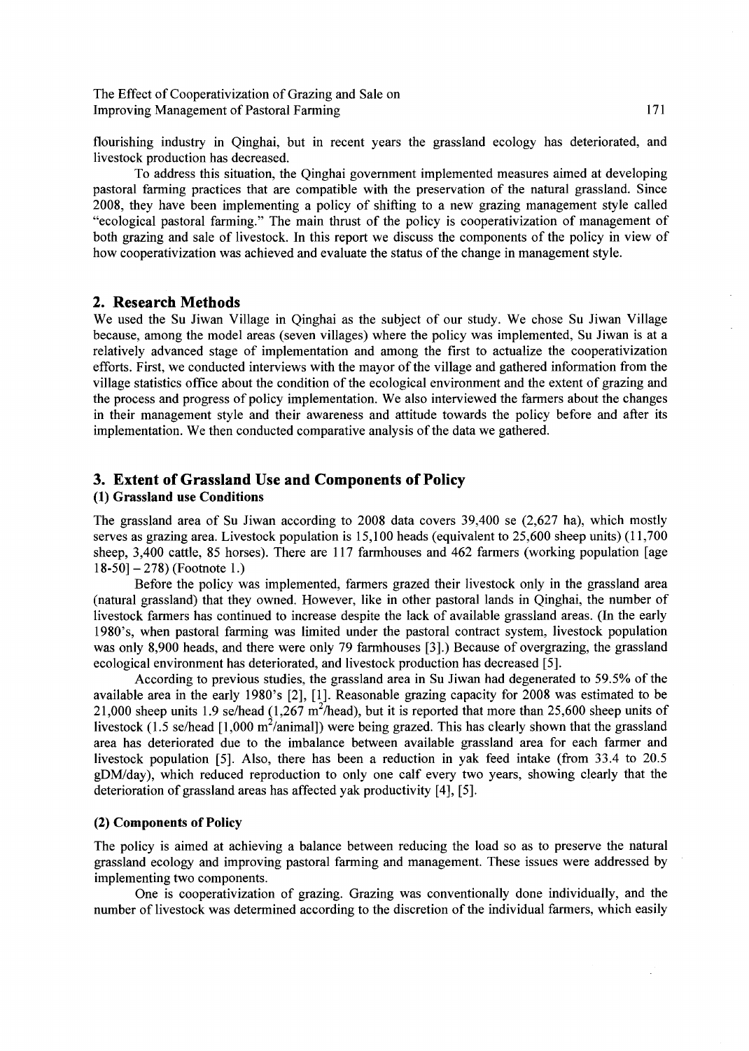flourishing industry in Qinghai, but in recent years the grassland ecology has deteriorated, and livestock production has decreased.

To address this situation, the Qinghai government implemented measures aimed at developing pastoral farming practices that are compatible with the preservation of the natural grassland. Since 2008, they have been implementing a policy of shifting to a new grazing management style called "ecological pastoral farming." The main thrust of the policy is cooperativization of management of both grazing and sale of livestock. In this report we discuss the components of the policy in view of how cooperativization was achieved and evaluate the status of the change in management style.

## 2. Research Methods

We used the Su Jiwan Village in Qinghai as the subject of our study. We chose Su Jiwan Village because, among the model areas (seven villages) where the policy was implemented, Su Jiwan is at a relatively advanced stage of implementation and among the first to actualize the cooperativization efforts. First, we conducted interviews with the mayor of the village and gathered information from the village statistics office about the condition of the ecological environment and the extent of grazing and the process and progress of policy implementation. We also interviewed the farmers about the changes in their management style and their awareness and attitude towards the policy before and after its implementation. We then conducted comparative analysis of the data we gathered.

## 3. Extent of Grassland Use and Components of Policy

### (1) Grassland use Conditions

The grassland area of Su Jiwan according to 2008 data covers 39,400 se (2,627 ha), which mostly serves as grazing area. Livestock population is 15,100 heads (equivalent to 25,600 sheep units) (11,700 sheep, 3,400 cattle, 85 horses). There are 117 farmhouses and 462 farmers (working population [age 18-50] – 278) (Footnote 1.)

Before the policy was implemented, farmers grazed their livestock only in the grassland area (natural grassland) that they owned. However, like in other pastoral lands in Qinghai, the number of livestock farmers has continued to increase despite the lack of available grassland areas. (In the early 1980's, when pastoral farming was limited under the pastoral contract system, livestock population was only 8,900 heads, and there were only 79 farmhouses [3].) Because of overgrazing, the grassland ecological environment has deteriorated, and livestock production has decreased [5].

According to previous studies, the grassland area in Su Jiwan had degenerated to 59.5% of the available area in the early 1980's [2], [1]. Reasonable grazing capacity for 2008 was estimated to be 21,000 sheep units 1.9 se/head (1,267 $m^2$/head), but it is reported that more than 25,600 sheep units of livestock (1.5 se/head [1,000 $m^2$/animal]) were being grazed. This has clearly shown that the grassland area has deteriorated due to the imbalance between available grassland area for each farmer and livestock population [5]. Also, there has been a reduction in yak feed intake (from 33.4 to 20.5 gDM/day), which reduced reproduction to only one calf every two years, showing clearly that the deterioration of grassland areas has affected yak productivity [4], [5].

### (2) Components of Policy

The policy is aimed at achieving a balance between reducing the load so as to preserve the natural grassland ecology and improving pastoral farming and management. These issues were addressed by implementing two components.

One is cooperativization of grazing. Grazing was conventionally done individually, and the number of livestock was determined according to the discretion of the individual farmers, which easily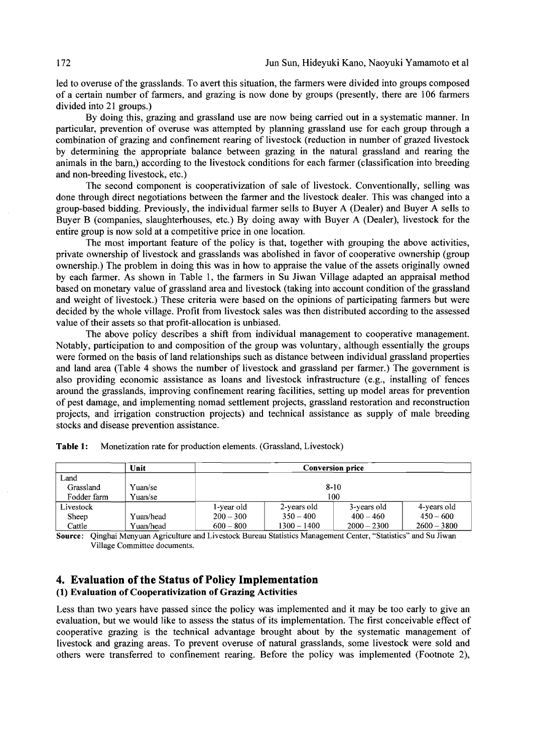led to overuse of the grasslands. To avert this situation, the farmers were divided into groups composed of a certain number of farmers, and grazing is now done by groups (presently, there are 106 farmers divided into 21 groups.)

By doing this, grazing and grassland use are now being carried out in a systematic manner. In particular, prevention of overuse was attempted by planning grassland use for each group through a combination of grazing and confinement rearing of livestock (reduction in number of grazed livestock by determining the appropriate balance between grazing in the natural grassland and rearing the animals in the barn,) according to the livestock conditions for each farmer (classification into breeding and non-breeding livestock, etc.)

The second component is cooperativization of sale of livestock. Conventionally, selling was done through direct negotiations between the farmer and the livestock dealer. This was changed into a group-based bidding. Previously, the individual farmer sells to Buyer A (Dealer) and Buyer A sells to Buyer B (companies, slaughterhouses, etc.) By doing away with Buyer A (Dealer), livestock for the entire group is now sold at a competitive price in one location.

The most important feature of the policy is that, together with grouping the above activities, private ownership of livestock and grasslands was abolished in favor of cooperative ownership (group ownership.) The problem in doing this was in how to appraise the value of the assets originally owned by each farmer. As shown in Table 1, the farmers in Su Jiwan Village adapted an appraisal method based on monetary value of grassland area and livestock (taking into account condition of the grassland and weight of livestock.) These criteria were based on the opinions of participating farmers but were decided by the whole village. Profit from livestock sales was then distributed according to the assessed value of their assets so that profit-allocation is unbiased.

The above policy describes a shift from individual management to cooperative management. Notably, participation to and composition of the group was voluntary, although essentially the groups were formed on the basis of land relationships such as distance between individual grassland properties and land area (Table 4 shows the number of livestock and grassland per farmer.) The government is also providing economic assistance as loans and livestock infrastructure (e.g., installing of fences around the grasslands, improving confinement rearing facilities, setting up model areas for prevention of pest damage, and implementing nomad settlement projects, grassland restoration and reconstruction projects, and irrigation construction projects) and technical assistance as supply of male breeding stocks and disease prevention assistance.

**Table 1:** Monetization rate for production elements. (Grassland, Livestock)

| | Unit | Conversion price | | | |
|---|---|---|---|---|---|
| Land | | | | | |
| Grassland | Yuan/se | 8-10 | | | |
| Fodder farm | Yuan/se | 100 | | | |
| Livestock | | 1-year old | 2-years old | 3-years old | 4-years old |
| Sheep | Yuan/head | 200 – 300 | 350 – 400 | 400 – 460 | 450 – 600 |
| Cattle | Yuan/head | 600 – 800 | 1300 – 1400 | 2000 – 2300 | 2600 – 3800 |

**Source:** Qinghai Menyuan Agriculture and Livestock Bureau Statistics Management Center, "Statistics" and Su Jiwan Village Committee documents.

## 4. Evaluation of the Status of Policy Implementation

### (1) Evaluation of Cooperativization of Grazing Activities

Less than two years have passed since the policy was implemented and it may be too early to give an evaluation, but we would like to assess the status of its implementation. The first conceivable effect of cooperative grazing is the technical advantage brought about by the systematic management of livestock and grazing areas. To prevent overuse of natural grasslands, some livestock were sold and others were transferred to confinement rearing. Before the policy was implemented (Footnote 2),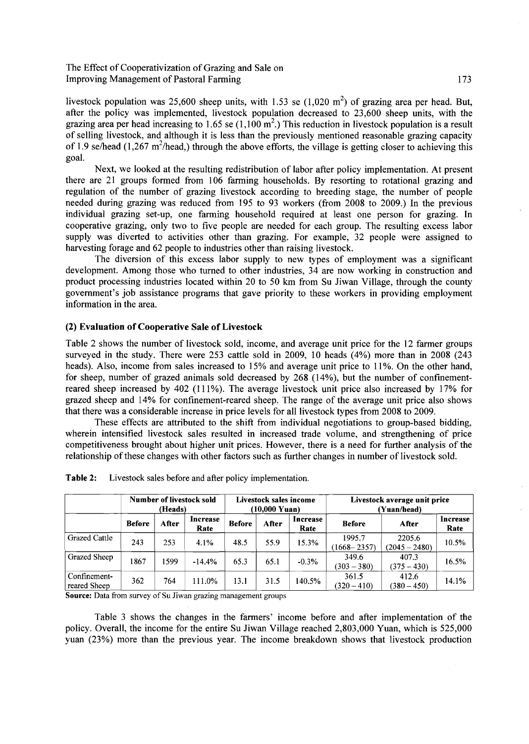livestock population was 25,600 sheep units, with 1.53 se (1,020 $m^2$) of grazing area per head. But, after the policy was implemented, livestock population decreased to 23,600 sheep units, with the grazing area per head increasing to 1.65 se (1,100 $m^2$.) This reduction in livestock population is a result of selling livestock, and although it is less than the previously mentioned reasonable grazing capacity of 1.9 se/head (1,267 $m^2$/head,) through the above efforts, the village is getting closer to achieving this goal.

Next, we looked at the resulting redistribution of labor after policy implementation. At present there are 21 groups formed from 106 farming households. By resorting to rotational grazing and regulation of the number of grazing livestock according to breeding stage, the number of people needed during grazing was reduced from 195 to 93 workers (from 2008 to 2009.) In the previous individual grazing set-up, one farming household required at least one person for grazing. In cooperative grazing, only two to five people are needed for each group. The resulting excess labor supply was diverted to activities other than grazing. For example, 32 people were assigned to harvesting forage and 62 people to industries other than raising livestock.

The diversion of this excess labor supply to new types of employment was a significant development. Among those who turned to other industries, 34 are now working in construction and product processing industries located within 20 to 50 km from Su Jiwan Village, through the county government's job assistance programs that gave priority to these workers in providing employment information in the area.

### (2) Evaluation of Cooperative Sale of Livestock

Table 2 shows the number of livestock sold, income, and average unit price for the 12 farmer groups surveyed in the study. There were 253 cattle sold in 2009, 10 heads (4%) more than in 2008 (243 heads). Also, income from sales increased to 15% and average unit price to 11%. On the other hand, for sheep, number of grazed animals sold decreased by 268 (14%), but the number of confinement-reared sheep increased by 402 (111%). The average livestock unit price also increased by 17% for grazed sheep and 14% for confinement-reared sheep. The range of the average unit price also shows that there was a considerable increase in price levels for all livestock types from 2008 to 2009.

These effects are attributed to the shift from individual negotiations to group-based bidding, wherein intensified livestock sales resulted in increased trade volume, and strengthening of price competitiveness brought about higher unit prices. However, there is a need for further analysis of the relationship of these changes with other factors such as further changes in number of livestock sold.

**Table 2:** Livestock sales before and after policy implementation.

| | Number of livestock sold (Heads) | | | Livestock sales income (10,000 Yuan) | | | Livestock average unit price (Yuan/head) | | |
|---|---|---|---|---|---|---|---|---|---|
| | Before | After | Increase Rate | Before | After | Increase Rate | Before | After | Increase Rate |
| Grazed Cattle | 243 | 253 | 4.1% | 48.5 | 55.9 | 15.3% | 1995.7 (1668– 2357) | 2205.6 (2045 – 2480) | 10.5% |
| Grazed Sheep | 1867 | 1599 | -14.4% | 65.3 | 65.1 | -0.3% | 349.6 (303 – 380) | 407.3 (375 – 430) | 16.5% |
| Confinement-reared Sheep | 362 | 764 | 111.0% | 13.1 | 31.5 | 140.5% | 361.5 (320 – 410) | 412.6 (380 – 450) | 14.1% |

**Source:** Data from survey of Su Jiwan grazing management groups

Table 3 shows the changes in the farmers' income before and after implementation of the policy. Overall, the income for the entire Su Jiwan Village reached 2,803,000 Yuan, which is 525,000 yuan (23%) more than the previous year. The income breakdown shows that livestock production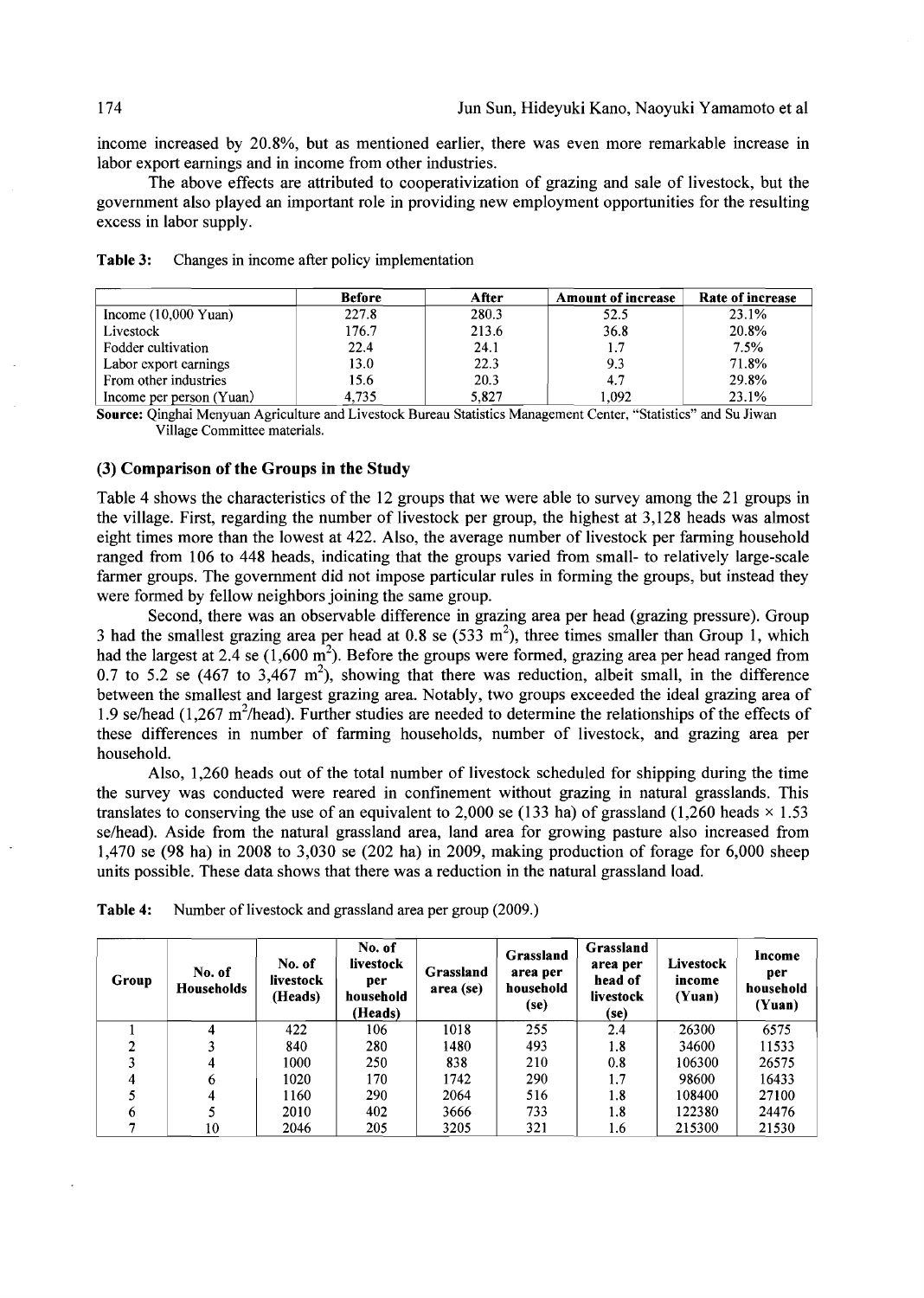income increased by 20.8%, but as mentioned earlier, there was even more remarkable increase in labor export earnings and in income from other industries.

The above effects are attributed to cooperativization of grazing and sale of livestock, but the government also played an important role in providing new employment opportunities for the resulting excess in labor supply.

**Table 3:** Changes in income after policy implementation

| | Before | After | Amount of increase | Rate of increase |
|---|---|---|---|---|
| Income (10,000 Yuan) | 227.8 | 280.3 | 52.5 | 23.1% |
| Livestock | 176.7 | 213.6 | 36.8 | 20.8% |
| Fodder cultivation | 22.4 | 24.1 | 1.7 | 7.5% |
| Labor export earnings | 13.0 | 22.3 | 9.3 | 71.8% |
| From other industries | 15.6 | 20.3 | 4.7 | 29.8% |
| Income per person (Yuan) | 4,735 | 5,827 | 1,092 | 23.1% |

**Source:** Qinghai Menyuan Agriculture and Livestock Bureau Statistics Management Center, "Statistics" and Su Jiwan Village Committee materials.

### (3) Comparison of the Groups in the Study

Table 4 shows the characteristics of the 12 groups that we were able to survey among the 21 groups in the village. First, regarding the number of livestock per group, the highest at 3,128 heads was almost eight times more than the lowest at 422. Also, the average number of livestock per farming household ranged from 106 to 448 heads, indicating that the groups varied from small- to relatively large-scale farmer groups. The government did not impose particular rules in forming the groups, but instead they were formed by fellow neighbors joining the same group.

Second, there was an observable difference in grazing area per head (grazing pressure). Group 3 had the smallest grazing area per head at 0.8 se (533 $m^2$), three times smaller than Group 1, which had the largest at 2.4 se (1,600 $m^2$). Before the groups were formed, grazing area per head ranged from 0.7 to 5.2 se (467 to 3,467 $m^2$), showing that there was reduction, albeit small, in the difference between the smallest and largest grazing area. Notably, two groups exceeded the ideal grazing area of 1.9 se/head (1,267 $m^2$/head). Further studies are needed to determine the relationships of the effects of these differences in number of farming households, number of livestock, and grazing area per household.

Also, 1,260 heads out of the total number of livestock scheduled for shipping during the time the survey was conducted were reared in confinement without grazing in natural grasslands. This translates to conserving the use of an equivalent to 2,000 se (133 ha) of grassland (1,260 heads × 1.53 se/head). Aside from the natural grassland area, land area for growing pasture also increased from 1,470 se (98 ha) in 2008 to 3,030 se (202 ha) in 2009, making production of forage for 6,000 sheep units possible. These data shows that there was a reduction in the natural grassland load.

**Table 4:** Number of livestock and grassland area per group (2009.)

| Group | No. of Households | No. of livestock (Heads) | No. of livestock per household (Heads) | Grassland area (se) | Grassland area per household (se) | Grassland area per head of livestock (se) | Livestock income (Yuan) | Income per household (Yuan) |
|---|---|---|---|---|---|---|---|---|
| 1 | 4 | 422 | 106 | 1018 | 255 | 2.4 | 26300 | 6575 |
| 2 | 3 | 840 | 280 | 1480 | 493 | 1.8 | 34600 | 11533 |
| 3 | 4 | 1000 | 250 | 838 | 210 | 0.8 | 106300 | 26575 |
| 4 | 6 | 1020 | 170 | 1742 | 290 | 1.7 | 98600 | 16433 |
| 5 | 4 | 1160 | 290 | 2064 | 516 | 1.8 | 108400 | 27100 |
| 6 | 5 | 2010 | 402 | 3666 | 733 | 1.8 | 122380 | 24476 |
| 7 | 10 | 2046 | 205 | 3205 | 321 | 1.6 | 215300 | 21530 |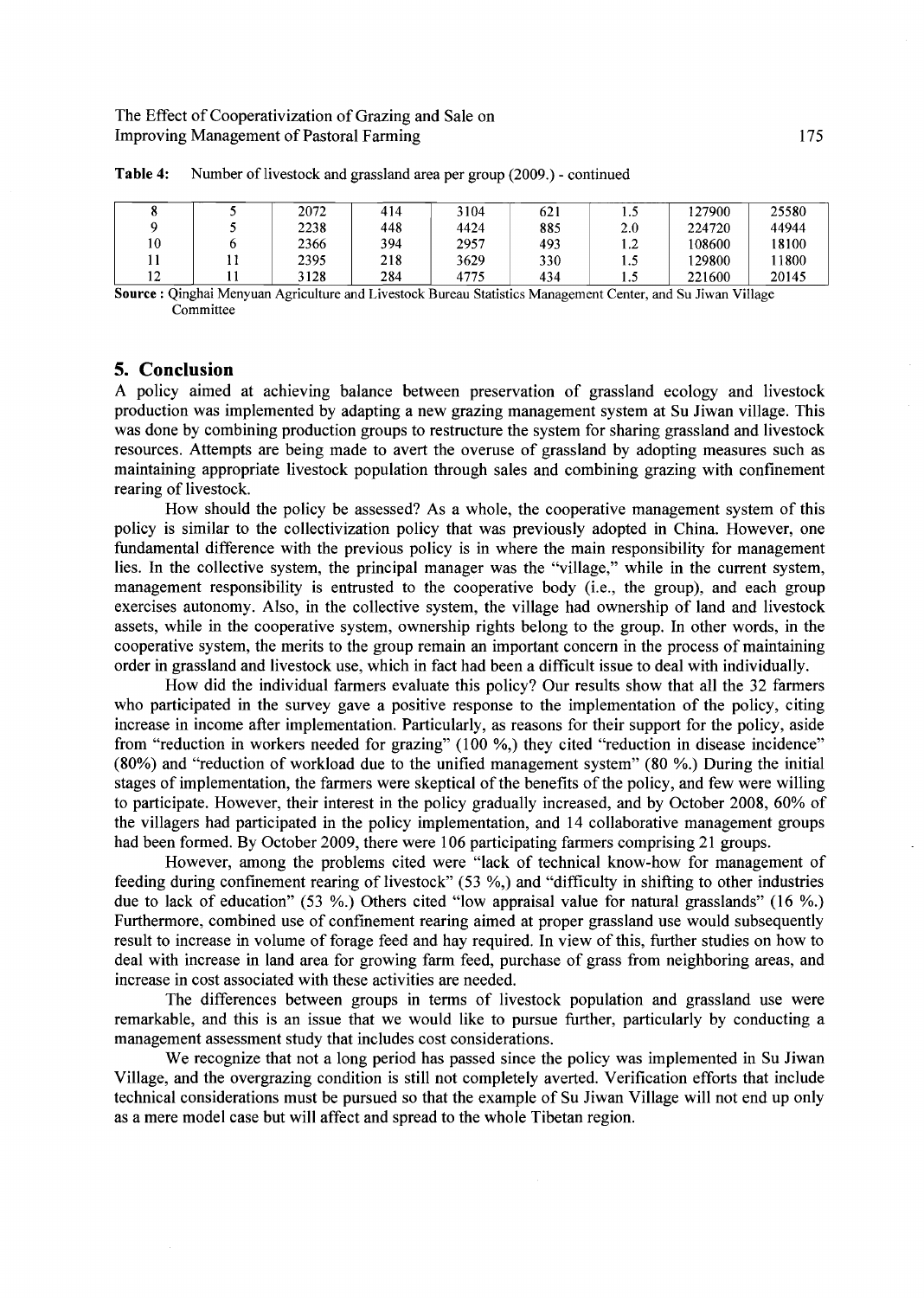**Table 4:** Number of livestock and grassland area per group (2009.) - continued

| | | | | | | | | |
|---|---|---|---|---|---|---|---|---|
| 8 | 5 | 2072 | 414 | 3104 | 621 | 1.5 | 127900 | 25580 |
| 9 | 5 | 2238 | 448 | 4424 | 885 | 2.0 | 224720 | 44944 |
| 10 | 6 | 2366 | 394 | 2957 | 493 | 1.2 | 108600 | 18100 |
| 11 | 11 | 2395 | 218 | 3629 | 330 | 1.5 | 129800 | 11800 |
| 12 | 11 | 3128 | 284 | 4775 | 434 | 1.5 | 221600 | 20145 |

**Source :** Qinghai Menyuan Agriculture and Livestock Bureau Statistics Management Center, and Su Jiwan Village Committee

## 5. Conclusion

A policy aimed at achieving balance between preservation of grassland ecology and livestock production was implemented by adapting a new grazing management system at Su Jiwan village. This was done by combining production groups to restructure the system for sharing grassland and livestock resources. Attempts are being made to avert the overuse of grassland by adopting measures such as maintaining appropriate livestock population through sales and combining grazing with confinement rearing of livestock.

How should the policy be assessed? As a whole, the cooperative management system of this policy is similar to the collectivization policy that was previously adopted in China. However, one fundamental difference with the previous policy is in where the main responsibility for management lies. In the collective system, the principal manager was the "village," while in the current system, management responsibility is entrusted to the cooperative body (i.e., the group), and each group exercises autonomy. Also, in the collective system, the village had ownership of land and livestock assets, while in the cooperative system, ownership rights belong to the group. In other words, in the cooperative system, the merits to the group remain an important concern in the process of maintaining order in grassland and livestock use, which in fact had been a difficult issue to deal with individually.

How did the individual farmers evaluate this policy? Our results show that all the 32 farmers who participated in the survey gave a positive response to the implementation of the policy, citing increase in income after implementation. Particularly, as reasons for their support for the policy, aside from "reduction in workers needed for grazing" (100 %,) they cited "reduction in disease incidence" (80%) and "reduction of workload due to the unified management system" (80 %.) During the initial stages of implementation, the farmers were skeptical of the benefits of the policy, and few were willing to participate. However, their interest in the policy gradually increased, and by October 2008, 60% of the villagers had participated in the policy implementation, and 14 collaborative management groups had been formed. By October 2009, there were 106 participating farmers comprising 21 groups.

However, among the problems cited were "lack of technical know-how for management of feeding during confinement rearing of livestock" (53 %,) and "difficulty in shifting to other industries due to lack of education" (53 %.) Others cited "low appraisal value for natural grasslands" (16 %.) Furthermore, combined use of confinement rearing aimed at proper grassland use would subsequently result to increase in volume of forage feed and hay required. In view of this, further studies on how to deal with increase in land area for growing farm feed, purchase of grass from neighboring areas, and increase in cost associated with these activities are needed.

The differences between groups in terms of livestock population and grassland use were remarkable, and this is an issue that we would like to pursue further, particularly by conducting a management assessment study that includes cost considerations.

We recognize that not a long period has passed since the policy was implemented in Su Jiwan Village, and the overgrazing condition is still not completely averted. Verification efforts that include technical considerations must be pursued so that the example of Su Jiwan Village will not end up only as a mere model case but will affect and spread to the whole Tibetan region.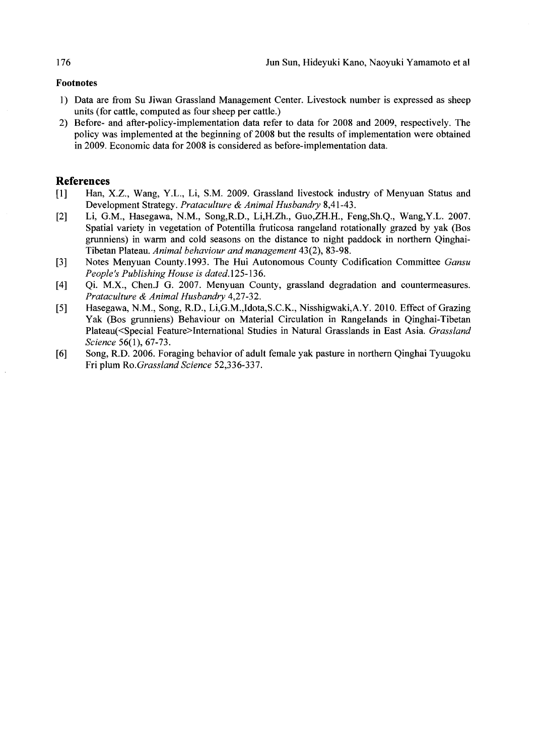**Footnotes**

1) Data are from Su Jiwan Grassland Management Center. Livestock number is expressed as sheep units (for cattle, computed as four sheep per cattle.)
2) Before- and after-policy-implementation data refer to data for 2008 and 2009, respectively. The policy was implemented at the beginning of 2008 but the results of implementation were obtained in 2009. Economic data for 2008 is considered as before-implementation data.

## References

[1] Han, X.Z., Wang, Y.L., Li, S.M. 2009. Grassland livestock industry of Menyuan Status and Development Strategy. *Prataculture & Animal Husbandry* 8,41-43.

[2] Li, G.M., Hasegawa, N.M., Song,R.D., Li,H.Zh., Guo,ZH.H., Feng,Sh.Q., Wang,Y.L. 2007. Spatial variety in vegetation of Potentilla fruticosa rangeland rotationally grazed by yak (Bos grunniens) in warm and cold seasons on the distance to night paddock in northern Qinghai-Tibetan Plateau. *Animal behaviour and management* 43(2), 83-98.

[3] Notes Menyuan County.1993. The Hui Autonomous County Codification Committee *Gansu People's Publishing House is dated.*125-136.

[4] Qi. M.X., Chen.J G. 2007. Menyuan County, grassland degradation and countermeasures. *Prataculture & Animal Husbandry* 4,27-32.

[5] Hasegawa, N.M., Song, R.D., Li,G.M.,Idota,S.C.K., Nisshigwaki,A.Y. 2010. Effect of Grazing Yak (Bos grunniens) Behaviour on Material Circulation in Rangelands in Qinghai-Tibetan Plateau(<Special Feature>International Studies in Natural Grasslands in East Asia. *Grassland Science* 56(1), 67-73.

[6] Song, R.D. 2006. Foraging behavior of adult female yak pasture in northern Qinghai Tyuugoku Fri plum Ro.*Grassland Science* 52,336-337.